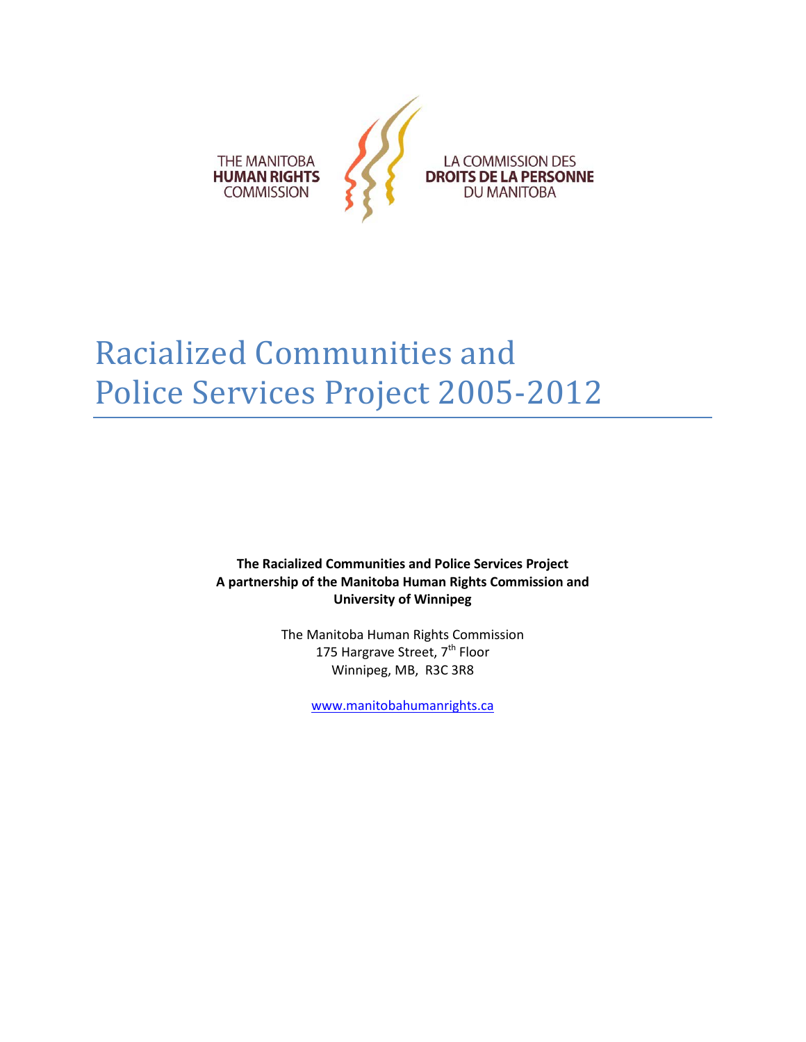THE MANITOBA
**HUMAN RIGHTS**
COMMISSION

LA COMMISSION DES
**DROITS DE LA PERSONNE**
DU MANITOBA

# Racialized Communities and Police Services Project 2005-2012

**The Racialized Communities and Police Services Project**
**A partnership of the Manitoba Human Rights Commission and University of Winnipeg**

The Manitoba Human Rights Commission
175 Hargrave Street, 7th Floor
Winnipeg, MB, R3C 3R8

www.manitobahumanrights.ca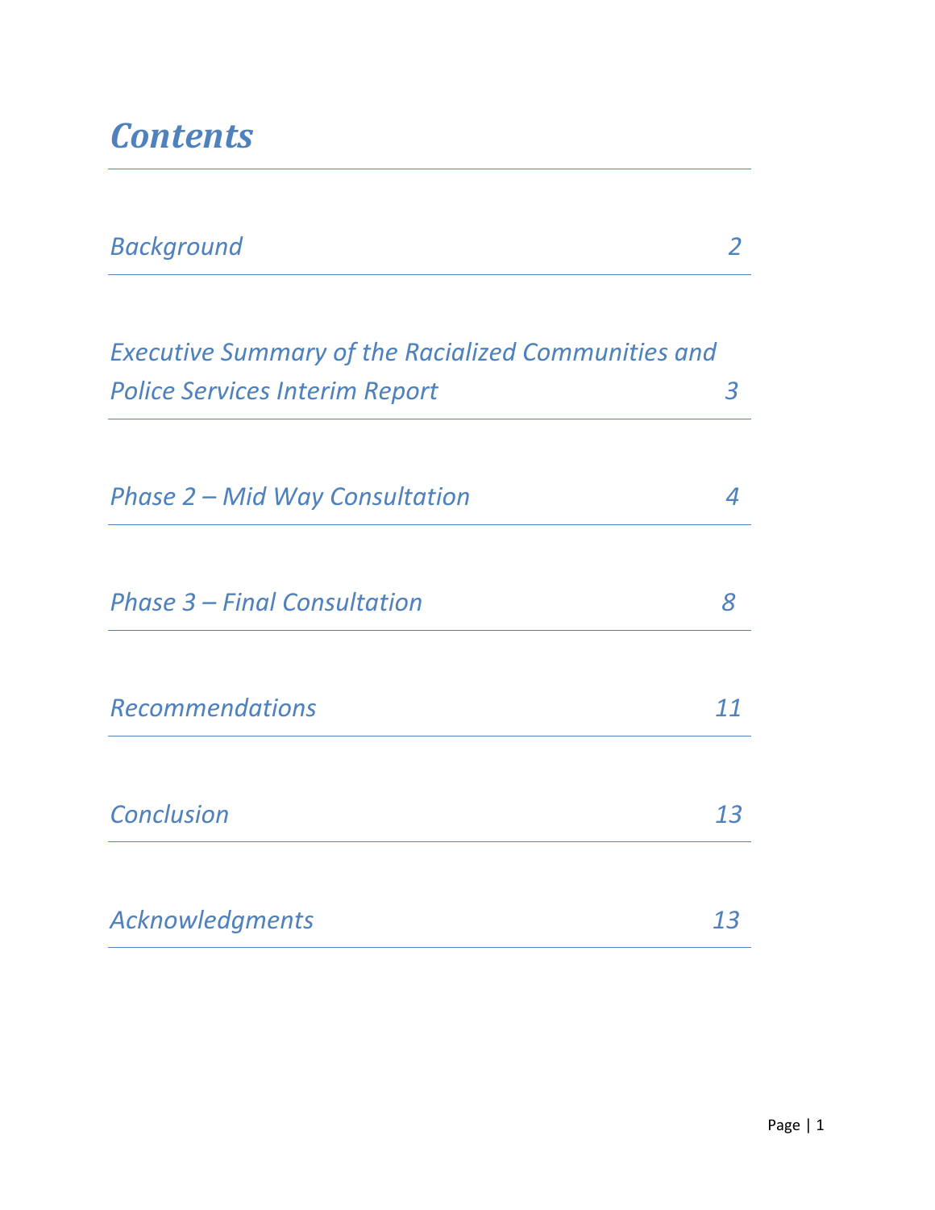# *Contents*

| | |
|---|---|
| *Background* | *2* |
| *Executive Summary of the Racialized Communities and Police Services Interim Report* | *3* |
| *Phase 2 – Mid Way Consultation* | *4* |
| *Phase 3 – Final Consultation* | *8* |
| *Recommendations* | *11* |
| *Conclusion* | *13* |
| *Acknowledgments* | *13* |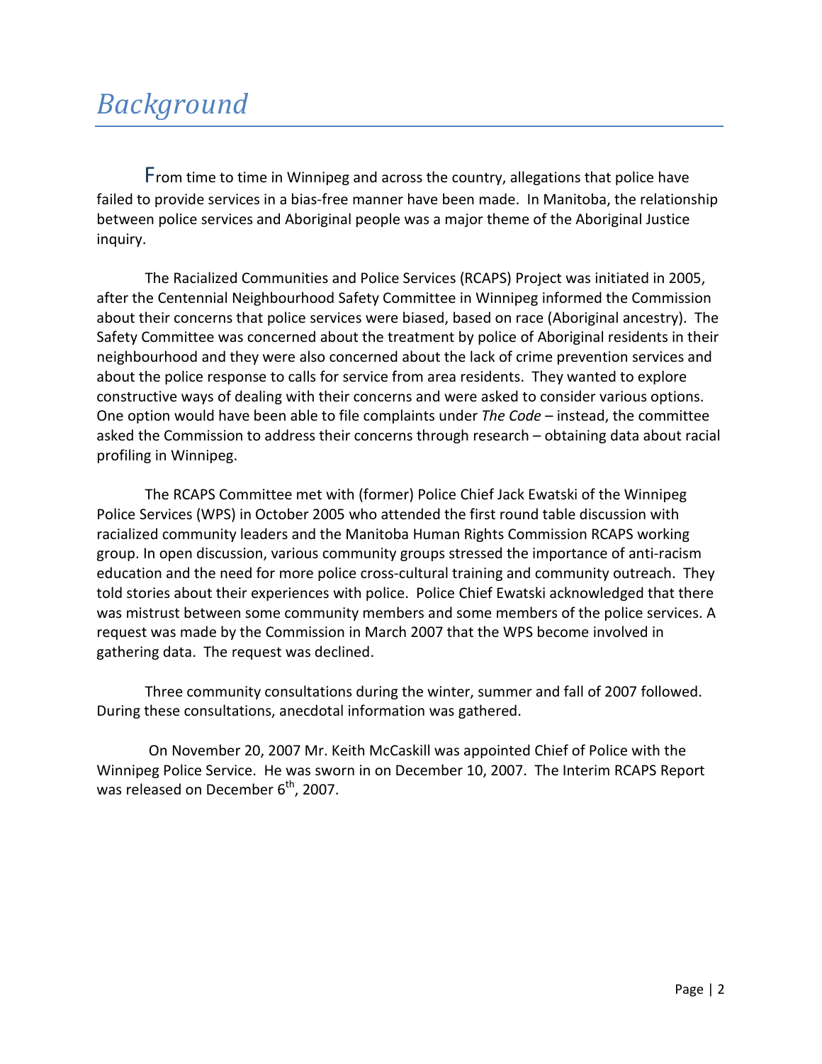# *Background*

From time to time in Winnipeg and across the country, allegations that police have failed to provide services in a bias-free manner have been made. In Manitoba, the relationship between police services and Aboriginal people was a major theme of the Aboriginal Justice inquiry.

The Racialized Communities and Police Services (RCAPS) Project was initiated in 2005, after the Centennial Neighbourhood Safety Committee in Winnipeg informed the Commission about their concerns that police services were biased, based on race (Aboriginal ancestry). The Safety Committee was concerned about the treatment by police of Aboriginal residents in their neighbourhood and they were also concerned about the lack of crime prevention services and about the police response to calls for service from area residents. They wanted to explore constructive ways of dealing with their concerns and were asked to consider various options. One option would have been able to file complaints under *The Code* – instead, the committee asked the Commission to address their concerns through research – obtaining data about racial profiling in Winnipeg.

The RCAPS Committee met with (former) Police Chief Jack Ewatski of the Winnipeg Police Services (WPS) in October 2005 who attended the first round table discussion with racialized community leaders and the Manitoba Human Rights Commission RCAPS working group. In open discussion, various community groups stressed the importance of anti-racism education and the need for more police cross-cultural training and community outreach. They told stories about their experiences with police. Police Chief Ewatski acknowledged that there was mistrust between some community members and some members of the police services. A request was made by the Commission in March 2007 that the WPS become involved in gathering data. The request was declined.

Three community consultations during the winter, summer and fall of 2007 followed. During these consultations, anecdotal information was gathered.

On November 20, 2007 Mr. Keith McCaskill was appointed Chief of Police with the Winnipeg Police Service. He was sworn in on December 10, 2007. The Interim RCAPS Report was released on December 6th, 2007.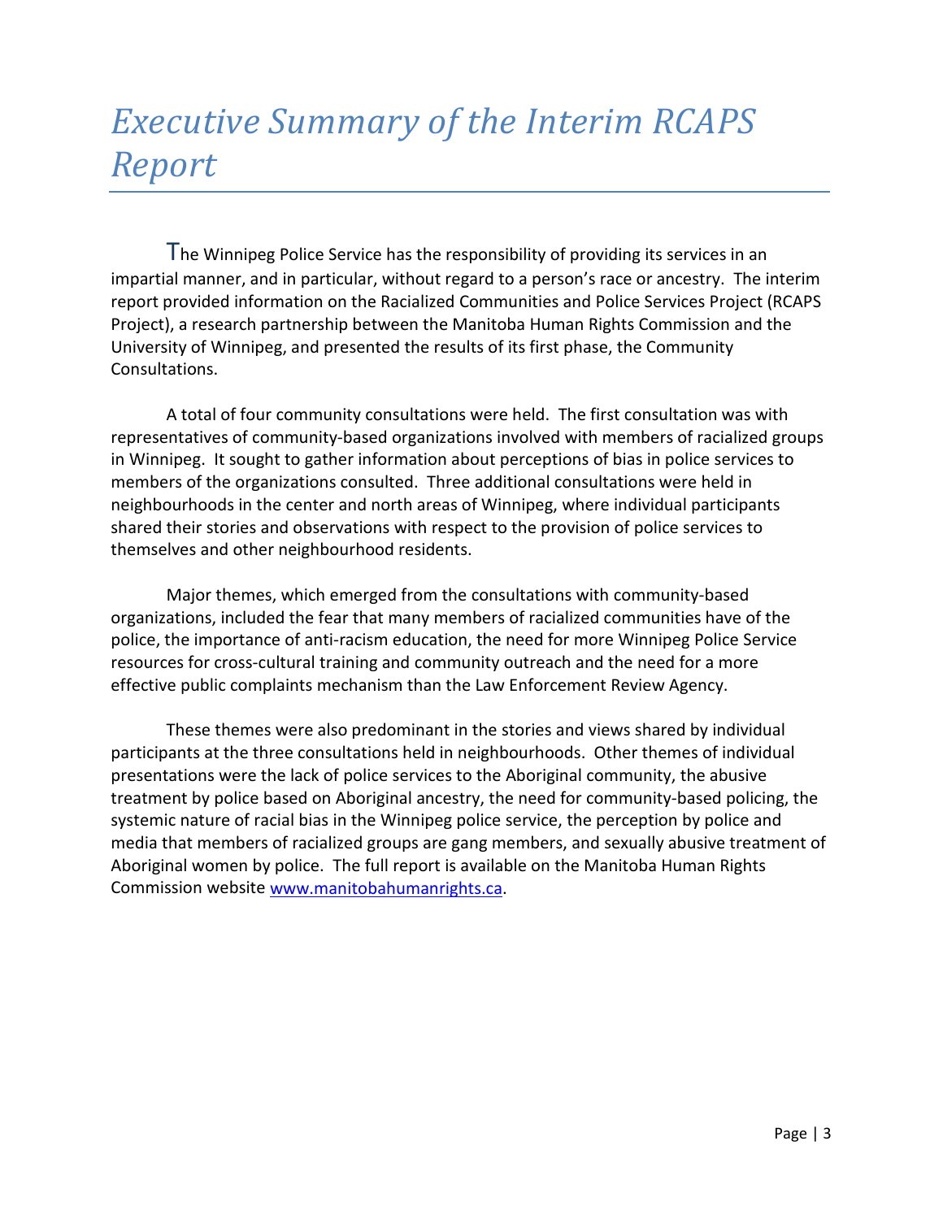# *Executive Summary of the Interim RCAPS Report*

The Winnipeg Police Service has the responsibility of providing its services in an impartial manner, and in particular, without regard to a person's race or ancestry. The interim report provided information on the Racialized Communities and Police Services Project (RCAPS Project), a research partnership between the Manitoba Human Rights Commission and the University of Winnipeg, and presented the results of its first phase, the Community Consultations.

A total of four community consultations were held. The first consultation was with representatives of community-based organizations involved with members of racialized groups in Winnipeg. It sought to gather information about perceptions of bias in police services to members of the organizations consulted. Three additional consultations were held in neighbourhoods in the center and north areas of Winnipeg, where individual participants shared their stories and observations with respect to the provision of police services to themselves and other neighbourhood residents.

Major themes, which emerged from the consultations with community-based organizations, included the fear that many members of racialized communities have of the police, the importance of anti-racism education, the need for more Winnipeg Police Service resources for cross-cultural training and community outreach and the need for a more effective public complaints mechanism than the Law Enforcement Review Agency.

These themes were also predominant in the stories and views shared by individual participants at the three consultations held in neighbourhoods. Other themes of individual presentations were the lack of police services to the Aboriginal community, the abusive treatment by police based on Aboriginal ancestry, the need for community-based policing, the systemic nature of racial bias in the Winnipeg police service, the perception by police and media that members of racialized groups are gang members, and sexually abusive treatment of Aboriginal women by police. The full report is available on the Manitoba Human Rights Commission website [www.manitobahumanrights.ca](http://www.manitobahumanrights.ca).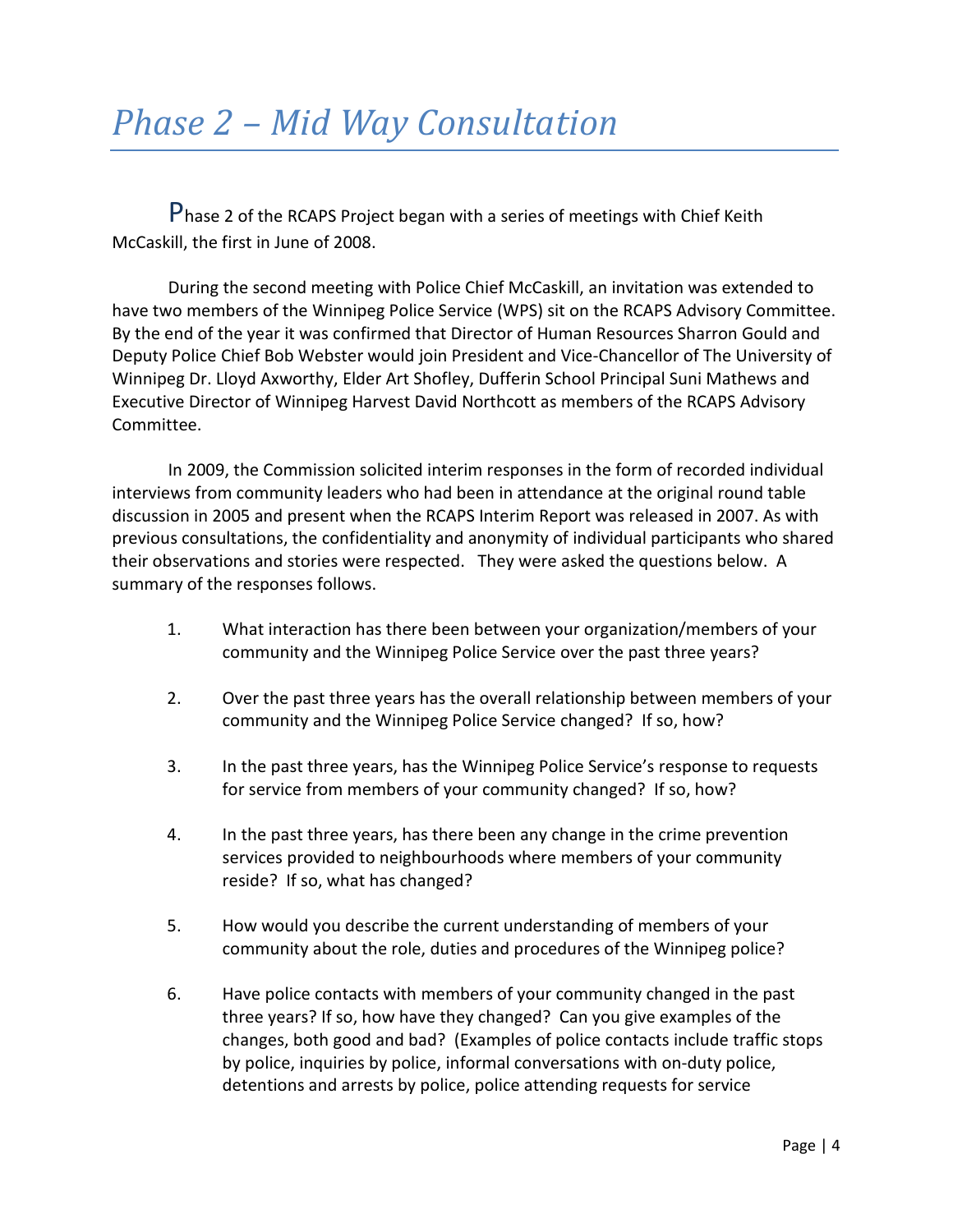# *Phase 2 – Mid Way Consultation*

Phase 2 of the RCAPS Project began with a series of meetings with Chief Keith McCaskill, the first in June of 2008.

During the second meeting with Police Chief McCaskill, an invitation was extended to have two members of the Winnipeg Police Service (WPS) sit on the RCAPS Advisory Committee. By the end of the year it was confirmed that Director of Human Resources Sharron Gould and Deputy Police Chief Bob Webster would join President and Vice-Chancellor of The University of Winnipeg Dr. Lloyd Axworthy, Elder Art Shofley, Dufferin School Principal Suni Mathews and Executive Director of Winnipeg Harvest David Northcott as members of the RCAPS Advisory Committee.

In 2009, the Commission solicited interim responses in the form of recorded individual interviews from community leaders who had been in attendance at the original round table discussion in 2005 and present when the RCAPS Interim Report was released in 2007. As with previous consultations, the confidentiality and anonymity of individual participants who shared their observations and stories were respected. They were asked the questions below. A summary of the responses follows.

1. What interaction has there been between your organization/members of your community and the Winnipeg Police Service over the past three years?

2. Over the past three years has the overall relationship between members of your community and the Winnipeg Police Service changed? If so, how?

3. In the past three years, has the Winnipeg Police Service's response to requests for service from members of your community changed? If so, how?

4. In the past three years, has there been any change in the crime prevention services provided to neighbourhoods where members of your community reside? If so, what has changed?

5. How would you describe the current understanding of members of your community about the role, duties and procedures of the Winnipeg police?

6. Have police contacts with members of your community changed in the past three years? If so, how have they changed? Can you give examples of the changes, both good and bad? (Examples of police contacts include traffic stops by police, inquiries by police, informal conversations with on-duty police, detentions and arrests by police, police attending requests for service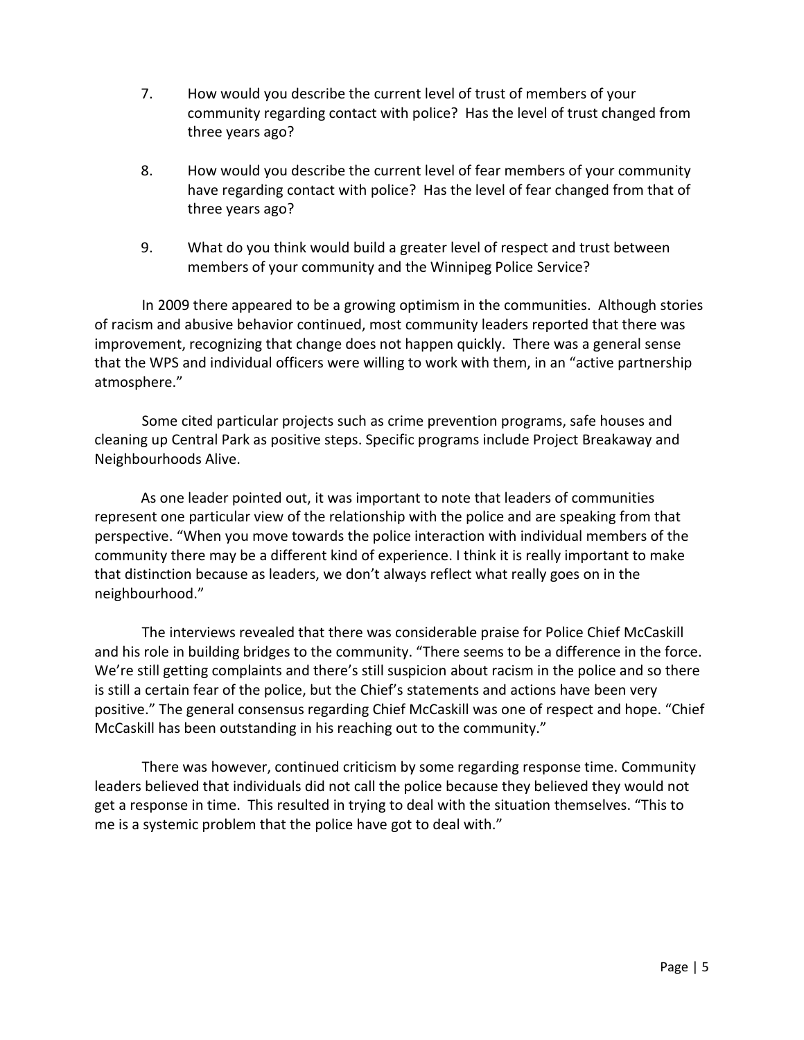7. How would you describe the current level of trust of members of your community regarding contact with police? Has the level of trust changed from three years ago?

8. How would you describe the current level of fear members of your community have regarding contact with police? Has the level of fear changed from that of three years ago?

9. What do you think would build a greater level of respect and trust between members of your community and the Winnipeg Police Service?

In 2009 there appeared to be a growing optimism in the communities. Although stories of racism and abusive behavior continued, most community leaders reported that there was improvement, recognizing that change does not happen quickly. There was a general sense that the WPS and individual officers were willing to work with them, in an "active partnership atmosphere."

Some cited particular projects such as crime prevention programs, safe houses and cleaning up Central Park as positive steps. Specific programs include Project Breakaway and Neighbourhoods Alive.

As one leader pointed out, it was important to note that leaders of communities represent one particular view of the relationship with the police and are speaking from that perspective. "When you move towards the police interaction with individual members of the community there may be a different kind of experience. I think it is really important to make that distinction because as leaders, we don't always reflect what really goes on in the neighbourhood."

The interviews revealed that there was considerable praise for Police Chief McCaskill and his role in building bridges to the community. "There seems to be a difference in the force. We're still getting complaints and there's still suspicion about racism in the police and so there is still a certain fear of the police, but the Chief's statements and actions have been very positive." The general consensus regarding Chief McCaskill was one of respect and hope. "Chief McCaskill has been outstanding in his reaching out to the community."

There was however, continued criticism by some regarding response time. Community leaders believed that individuals did not call the police because they believed they would not get a response in time. This resulted in trying to deal with the situation themselves. "This to me is a systemic problem that the police have got to deal with."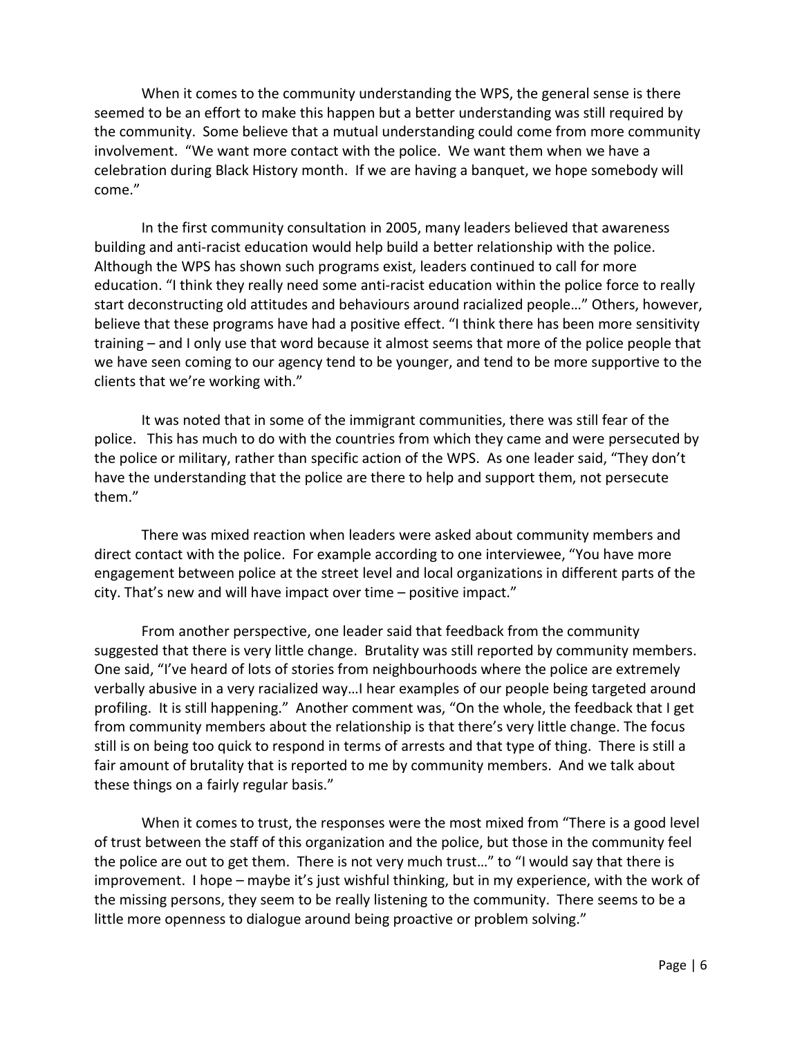When it comes to the community understanding the WPS, the general sense is there seemed to be an effort to make this happen but a better understanding was still required by the community. Some believe that a mutual understanding could come from more community involvement. "We want more contact with the police. We want them when we have a celebration during Black History month. If we are having a banquet, we hope somebody will come."

In the first community consultation in 2005, many leaders believed that awareness building and anti-racist education would help build a better relationship with the police. Although the WPS has shown such programs exist, leaders continued to call for more education. "I think they really need some anti-racist education within the police force to really start deconstructing old attitudes and behaviours around racialized people…" Others, however, believe that these programs have had a positive effect. "I think there has been more sensitivity training – and I only use that word because it almost seems that more of the police people that we have seen coming to our agency tend to be younger, and tend to be more supportive to the clients that we're working with."

It was noted that in some of the immigrant communities, there was still fear of the police. This has much to do with the countries from which they came and were persecuted by the police or military, rather than specific action of the WPS. As one leader said, "They don't have the understanding that the police are there to help and support them, not persecute them."

There was mixed reaction when leaders were asked about community members and direct contact with the police. For example according to one interviewee, "You have more engagement between police at the street level and local organizations in different parts of the city. That's new and will have impact over time – positive impact."

From another perspective, one leader said that feedback from the community suggested that there is very little change. Brutality was still reported by community members. One said, "I've heard of lots of stories from neighbourhoods where the police are extremely verbally abusive in a very racialized way…I hear examples of our people being targeted around profiling. It is still happening." Another comment was, "On the whole, the feedback that I get from community members about the relationship is that there's very little change. The focus still is on being too quick to respond in terms of arrests and that type of thing. There is still a fair amount of brutality that is reported to me by community members. And we talk about these things on a fairly regular basis."

When it comes to trust, the responses were the most mixed from "There is a good level of trust between the staff of this organization and the police, but those in the community feel the police are out to get them. There is not very much trust…" to "I would say that there is improvement. I hope – maybe it's just wishful thinking, but in my experience, with the work of the missing persons, they seem to be really listening to the community. There seems to be a little more openness to dialogue around being proactive or problem solving."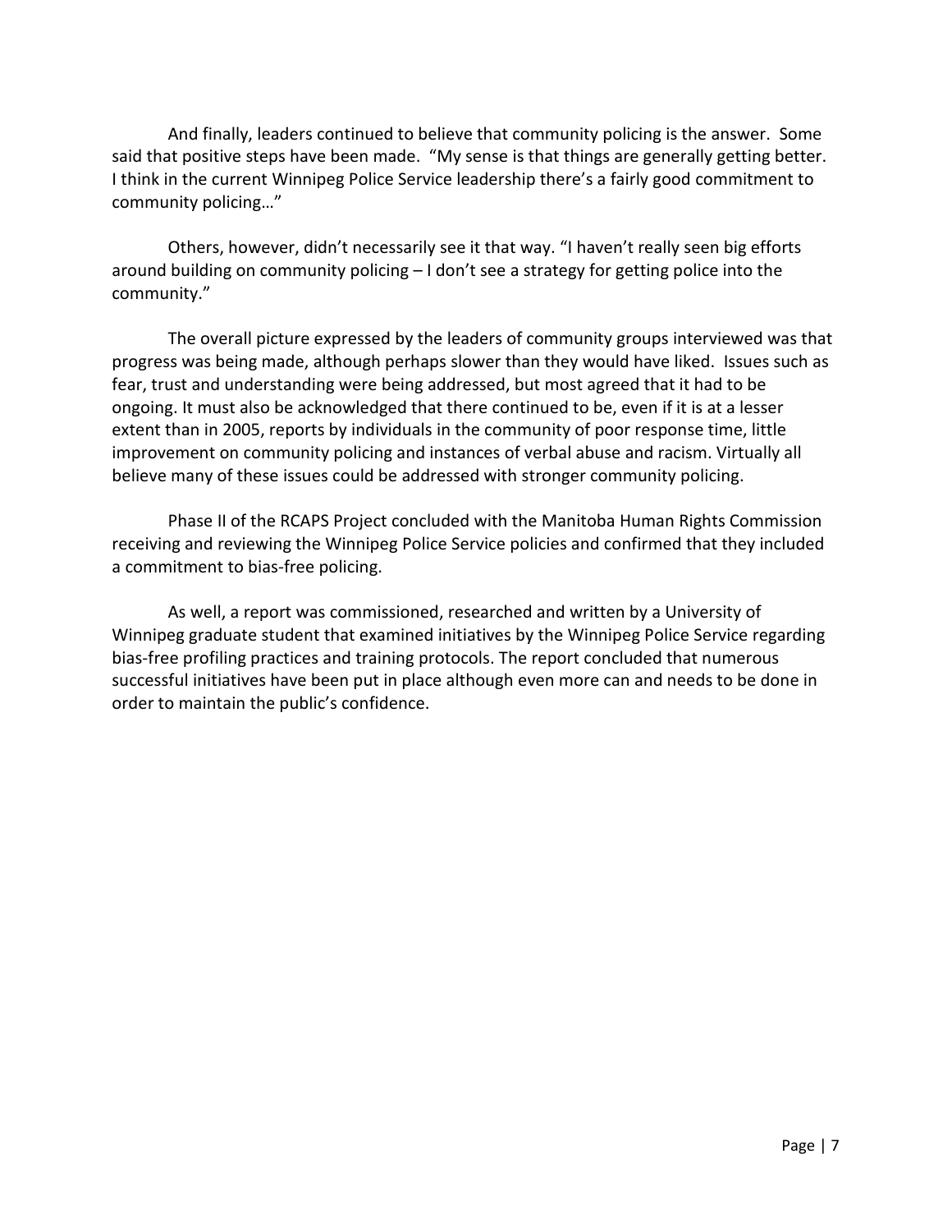And finally, leaders continued to believe that community policing is the answer. Some said that positive steps have been made. "My sense is that things are generally getting better. I think in the current Winnipeg Police Service leadership there's a fairly good commitment to community policing…"

Others, however, didn't necessarily see it that way. "I haven't really seen big efforts around building on community policing – I don't see a strategy for getting police into the community."

The overall picture expressed by the leaders of community groups interviewed was that progress was being made, although perhaps slower than they would have liked. Issues such as fear, trust and understanding were being addressed, but most agreed that it had to be ongoing. It must also be acknowledged that there continued to be, even if it is at a lesser extent than in 2005, reports by individuals in the community of poor response time, little improvement on community policing and instances of verbal abuse and racism. Virtually all believe many of these issues could be addressed with stronger community policing.

Phase II of the RCAPS Project concluded with the Manitoba Human Rights Commission receiving and reviewing the Winnipeg Police Service policies and confirmed that they included a commitment to bias-free policing.

As well, a report was commissioned, researched and written by a University of Winnipeg graduate student that examined initiatives by the Winnipeg Police Service regarding bias-free profiling practices and training protocols. The report concluded that numerous successful initiatives have been put in place although even more can and needs to be done in order to maintain the public's confidence.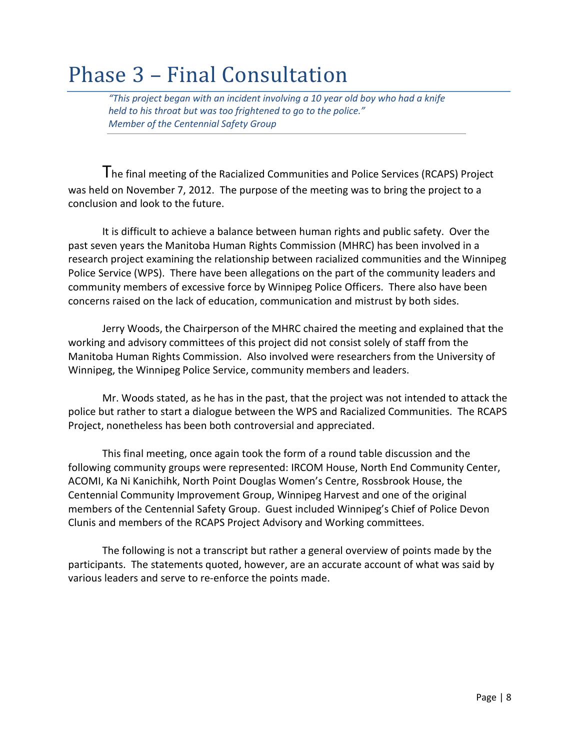# Phase 3 – Final Consultation

> *"This project began with an incident involving a 10 year old boy who had a knife held to his throat but was too frightened to go to the police."*
> *Member of the Centennial Safety Group*

The final meeting of the Racialized Communities and Police Services (RCAPS) Project was held on November 7, 2012. The purpose of the meeting was to bring the project to a conclusion and look to the future.

It is difficult to achieve a balance between human rights and public safety. Over the past seven years the Manitoba Human Rights Commission (MHRC) has been involved in a research project examining the relationship between racialized communities and the Winnipeg Police Service (WPS). There have been allegations on the part of the community leaders and community members of excessive force by Winnipeg Police Officers. There also have been concerns raised on the lack of education, communication and mistrust by both sides.

Jerry Woods, the Chairperson of the MHRC chaired the meeting and explained that the working and advisory committees of this project did not consist solely of staff from the Manitoba Human Rights Commission. Also involved were researchers from the University of Winnipeg, the Winnipeg Police Service, community members and leaders.

Mr. Woods stated, as he has in the past, that the project was not intended to attack the police but rather to start a dialogue between the WPS and Racialized Communities. The RCAPS Project, nonetheless has been both controversial and appreciated.

This final meeting, once again took the form of a round table discussion and the following community groups were represented: IRCOM House, North End Community Center, ACOMI, Ka Ni Kanichihk, North Point Douglas Women's Centre, Rossbrook House, the Centennial Community Improvement Group, Winnipeg Harvest and one of the original members of the Centennial Safety Group. Guest included Winnipeg's Chief of Police Devon Clunis and members of the RCAPS Project Advisory and Working committees.

The following is not a transcript but rather a general overview of points made by the participants. The statements quoted, however, are an accurate account of what was said by various leaders and serve to re-enforce the points made.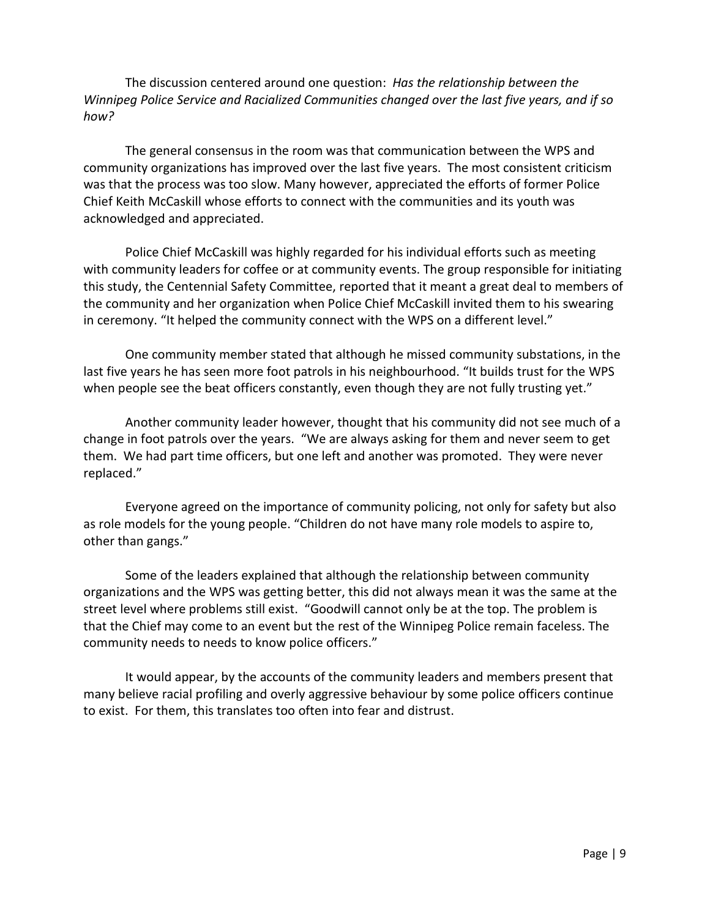The discussion centered around one question: *Has the relationship between the Winnipeg Police Service and Racialized Communities changed over the last five years, and if so how?*

The general consensus in the room was that communication between the WPS and community organizations has improved over the last five years. The most consistent criticism was that the process was too slow. Many however, appreciated the efforts of former Police Chief Keith McCaskill whose efforts to connect with the communities and its youth was acknowledged and appreciated.

Police Chief McCaskill was highly regarded for his individual efforts such as meeting with community leaders for coffee or at community events. The group responsible for initiating this study, the Centennial Safety Committee, reported that it meant a great deal to members of the community and her organization when Police Chief McCaskill invited them to his swearing in ceremony. "It helped the community connect with the WPS on a different level."

One community member stated that although he missed community substations, in the last five years he has seen more foot patrols in his neighbourhood. "It builds trust for the WPS when people see the beat officers constantly, even though they are not fully trusting yet."

Another community leader however, thought that his community did not see much of a change in foot patrols over the years. "We are always asking for them and never seem to get them. We had part time officers, but one left and another was promoted. They were never replaced."

Everyone agreed on the importance of community policing, not only for safety but also as role models for the young people. "Children do not have many role models to aspire to, other than gangs."

Some of the leaders explained that although the relationship between community organizations and the WPS was getting better, this did not always mean it was the same at the street level where problems still exist. "Goodwill cannot only be at the top. The problem is that the Chief may come to an event but the rest of the Winnipeg Police remain faceless. The community needs to needs to know police officers."

It would appear, by the accounts of the community leaders and members present that many believe racial profiling and overly aggressive behaviour by some police officers continue to exist. For them, this translates too often into fear and distrust.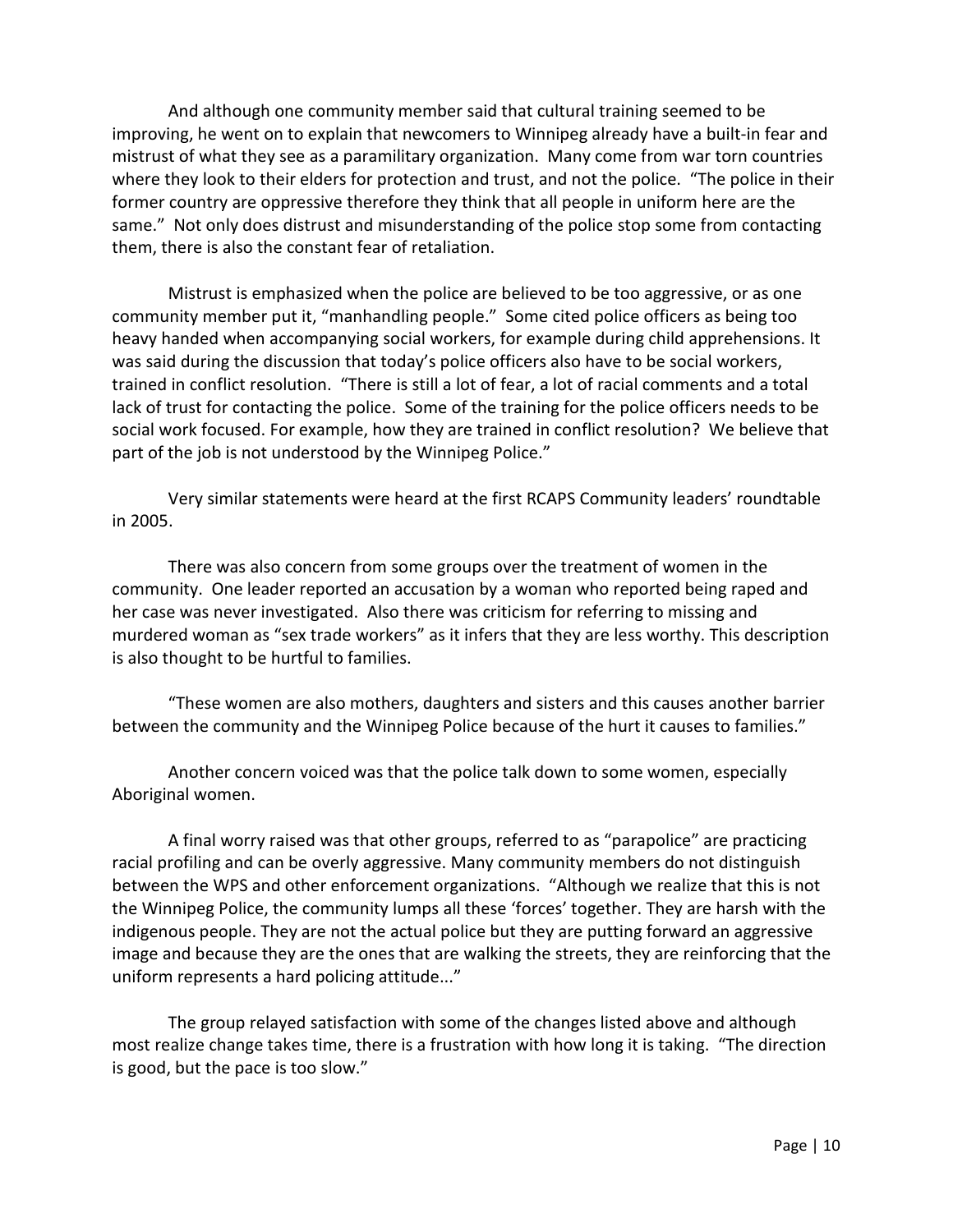And although one community member said that cultural training seemed to be improving, he went on to explain that newcomers to Winnipeg already have a built-in fear and mistrust of what they see as a paramilitary organization. Many come from war torn countries where they look to their elders for protection and trust, and not the police. "The police in their former country are oppressive therefore they think that all people in uniform here are the same." Not only does distrust and misunderstanding of the police stop some from contacting them, there is also the constant fear of retaliation.

Mistrust is emphasized when the police are believed to be too aggressive, or as one community member put it, "manhandling people." Some cited police officers as being too heavy handed when accompanying social workers, for example during child apprehensions. It was said during the discussion that today's police officers also have to be social workers, trained in conflict resolution. "There is still a lot of fear, a lot of racial comments and a total lack of trust for contacting the police. Some of the training for the police officers needs to be social work focused. For example, how they are trained in conflict resolution? We believe that part of the job is not understood by the Winnipeg Police."

Very similar statements were heard at the first RCAPS Community leaders' roundtable in 2005.

There was also concern from some groups over the treatment of women in the community. One leader reported an accusation by a woman who reported being raped and her case was never investigated. Also there was criticism for referring to missing and murdered woman as "sex trade workers" as it infers that they are less worthy. This description is also thought to be hurtful to families.

"These women are also mothers, daughters and sisters and this causes another barrier between the community and the Winnipeg Police because of the hurt it causes to families."

Another concern voiced was that the police talk down to some women, especially Aboriginal women.

A final worry raised was that other groups, referred to as "parapolice" are practicing racial profiling and can be overly aggressive. Many community members do not distinguish between the WPS and other enforcement organizations. "Although we realize that this is not the Winnipeg Police, the community lumps all these 'forces' together. They are harsh with the indigenous people. They are not the actual police but they are putting forward an aggressive image and because they are the ones that are walking the streets, they are reinforcing that the uniform represents a hard policing attitude..."

The group relayed satisfaction with some of the changes listed above and although most realize change takes time, there is a frustration with how long it is taking. "The direction is good, but the pace is too slow."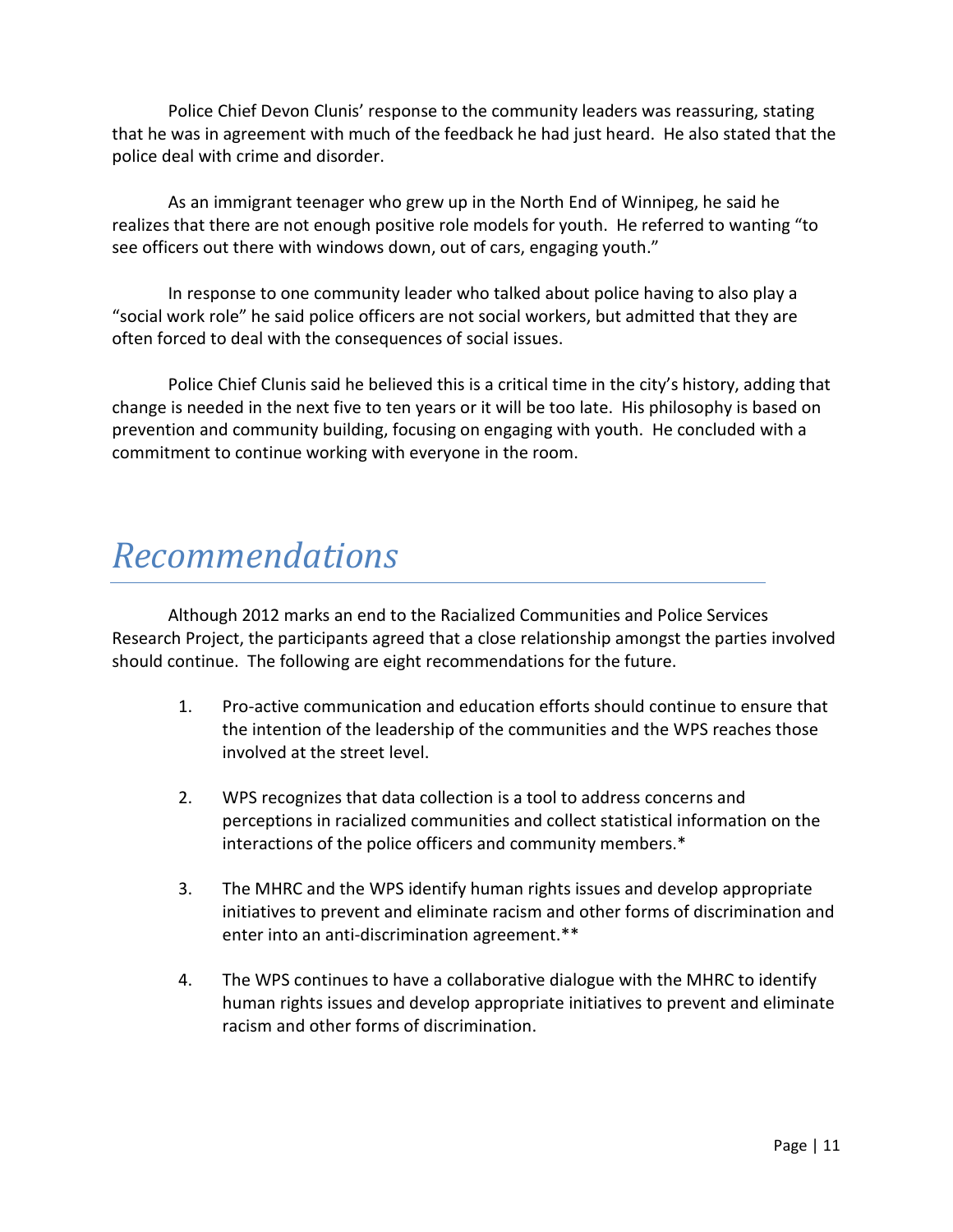Police Chief Devon Clunis' response to the community leaders was reassuring, stating that he was in agreement with much of the feedback he had just heard. He also stated that the police deal with crime and disorder.

As an immigrant teenager who grew up in the North End of Winnipeg, he said he realizes that there are not enough positive role models for youth. He referred to wanting "to see officers out there with windows down, out of cars, engaging youth."

In response to one community leader who talked about police having to also play a "social work role" he said police officers are not social workers, but admitted that they are often forced to deal with the consequences of social issues.

Police Chief Clunis said he believed this is a critical time in the city's history, adding that change is needed in the next five to ten years or it will be too late. His philosophy is based on prevention and community building, focusing on engaging with youth. He concluded with a commitment to continue working with everyone in the room.

# *Recommendations*

Although 2012 marks an end to the Racialized Communities and Police Services Research Project, the participants agreed that a close relationship amongst the parties involved should continue. The following are eight recommendations for the future.

1. Pro-active communication and education efforts should continue to ensure that the intention of the leadership of the communities and the WPS reaches those involved at the street level.

2. WPS recognizes that data collection is a tool to address concerns and perceptions in racialized communities and collect statistical information on the interactions of the police officers and community members.*

3. The MHRC and the WPS identify human rights issues and develop appropriate initiatives to prevent and eliminate racism and other forms of discrimination and enter into an anti-discrimination agreement.**

4. The WPS continues to have a collaborative dialogue with the MHRC to identify human rights issues and develop appropriate initiatives to prevent and eliminate racism and other forms of discrimination.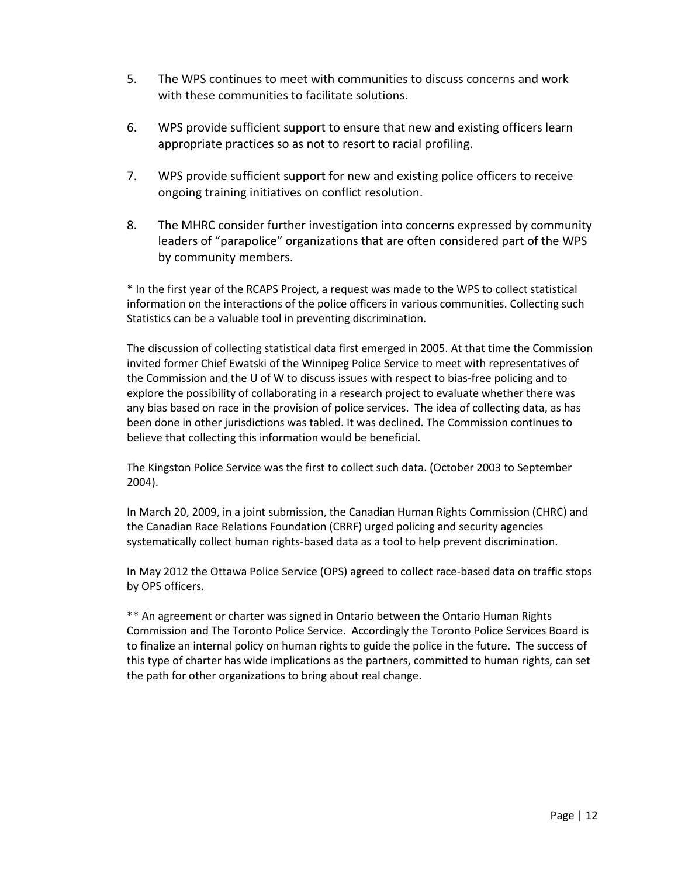5. The WPS continues to meet with communities to discuss concerns and work with these communities to facilitate solutions.

6. WPS provide sufficient support to ensure that new and existing officers learn appropriate practices so as not to resort to racial profiling.

7. WPS provide sufficient support for new and existing police officers to receive ongoing training initiatives on conflict resolution.

8. The MHRC consider further investigation into concerns expressed by community leaders of "parapolice" organizations that are often considered part of the WPS by community members.

* In the first year of the RCAPS Project, a request was made to the WPS to collect statistical information on the interactions of the police officers in various communities. Collecting such Statistics can be a valuable tool in preventing discrimination.

The discussion of collecting statistical data first emerged in 2005. At that time the Commission invited former Chief Ewatski of the Winnipeg Police Service to meet with representatives of the Commission and the U of W to discuss issues with respect to bias-free policing and to explore the possibility of collaborating in a research project to evaluate whether there was any bias based on race in the provision of police services. The idea of collecting data, as has been done in other jurisdictions was tabled. It was declined. The Commission continues to believe that collecting this information would be beneficial.

The Kingston Police Service was the first to collect such data. (October 2003 to September 2004).

In March 20, 2009, in a joint submission, the Canadian Human Rights Commission (CHRC) and the Canadian Race Relations Foundation (CRRF) urged policing and security agencies systematically collect human rights-based data as a tool to help prevent discrimination.

In May 2012 the Ottawa Police Service (OPS) agreed to collect race-based data on traffic stops by OPS officers.

** An agreement or charter was signed in Ontario between the Ontario Human Rights Commission and The Toronto Police Service. Accordingly the Toronto Police Services Board is to finalize an internal policy on human rights to guide the police in the future. The success of this type of charter has wide implications as the partners, committed to human rights, can set the path for other organizations to bring about real change.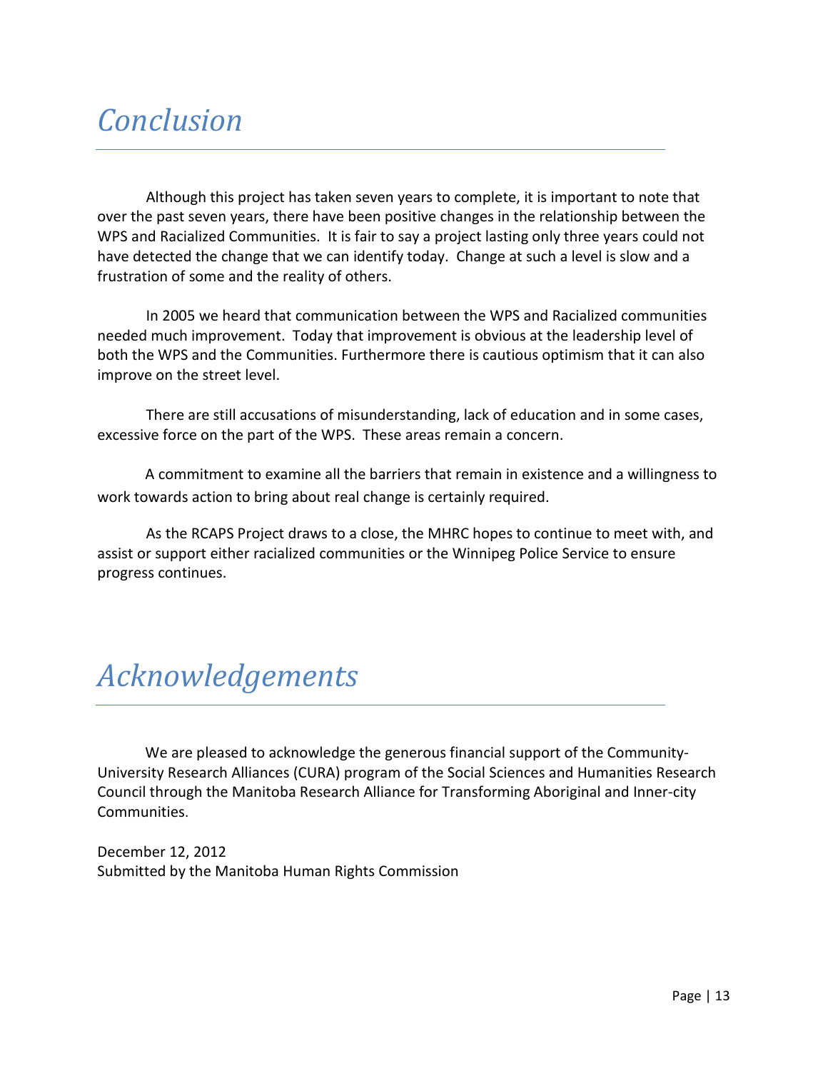# *Conclusion*

Although this project has taken seven years to complete, it is important to note that over the past seven years, there have been positive changes in the relationship between the WPS and Racialized Communities. It is fair to say a project lasting only three years could not have detected the change that we can identify today. Change at such a level is slow and a frustration of some and the reality of others.

In 2005 we heard that communication between the WPS and Racialized communities needed much improvement. Today that improvement is obvious at the leadership level of both the WPS and the Communities. Furthermore there is cautious optimism that it can also improve on the street level.

There are still accusations of misunderstanding, lack of education and in some cases, excessive force on the part of the WPS. These areas remain a concern.

A commitment to examine all the barriers that remain in existence and a willingness to work towards action to bring about real change is certainly required.

As the RCAPS Project draws to a close, the MHRC hopes to continue to meet with, and assist or support either racialized communities or the Winnipeg Police Service to ensure progress continues.

# *Acknowledgements*

We are pleased to acknowledge the generous financial support of the Community-University Research Alliances (CURA) program of the Social Sciences and Humanities Research Council through the Manitoba Research Alliance for Transforming Aboriginal and Inner-city Communities.

December 12, 2012
Submitted by the Manitoba Human Rights Commission